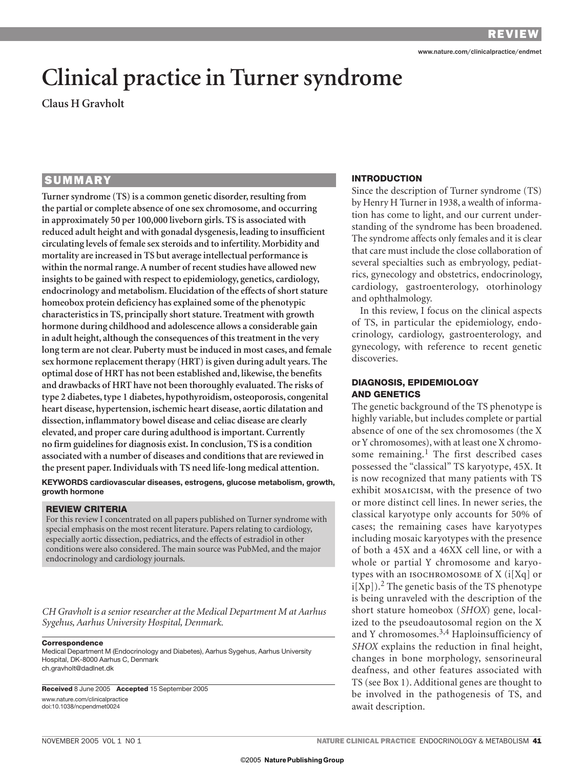# Clinical practice in Turner syndrome

**Claus H Gravholt**

## SUMMARY

**Turner syndrome (TS) is a common genetic disorder, resulting from the partial or complete absence of one sex chromosome, and occurring in approximately 50 per 100,000 liveborn girls. TS is associated with reduced adult height and with gonadal dysgenesis, leading to insufficient circulating levels of female sex steroids and to infertility. Morbidity and mortality are increased in TS but average intellectual performance is within the normal range. A number of recent studies have allowed new insights to be gained with respect to epidemiology, genetics, cardiology, endocrinology and metabolism. Elucidation of the effects of short stature homeobox protein deficiency has explained some of the phenotypic characteristics in TS, principally short stature. Treatment with growth hormone during childhood and adolescence allows a considerable gain in adult height, although the consequences of this treatment in the very long term are not clear. Puberty must be induced in most cases, and female sex hormone replacement therapy (HRT) is given during adult years. The optimal dose of HRT has not been established and, likewise, the benefits and drawbacks of HRT have not been thoroughly evaluated. The risks of type 2 diabetes, type 1 diabetes, hypothyroidism, osteoporosis, congenital heart disease, hypertension, ischemic heart disease, aortic dilatation and dissection, inflammatory bowel disease and celiac disease are clearly elevated, and proper care during adulthood is important. Currently no firm guidelines for diagnosis exist. In conclusion, TS is a condition associated with a number of diseases and conditions that are reviewed in the present paper. Individuals with TS need life-long medical attention.**

**KEYWORDS** cardiovascular diseases, estrogens, glucose metabolism, growth, growth hormone

### REVIEW CRITERIA

For this review I concentrated on all papers published on Turner syndrome with special emphasis on the most recent literature. Papers relating to cardiology, especially aortic dissection, pediatrics, and the effects of estradiol in other conditions were also considered. The main source was PubMed, and the major endocrinology and cardiology journals.

*CH Gravholt is a senior researcher at the Medical Department M at Aarhus Sygehus, Aarhus University Hospital, Denmark.*

**Correspondence**
Medical Department M (Endocrinology and Diabetes), Aarhus Sygehus, Aarhus University Hospital, DK-8000 Aarhus C, Denmark
ch.gravholt@dadlnet.dk

**Received** 8 June 2005 **Accepted** 15 September 2005
www.nature.com/clinicalpractice
doi:10.1038/ncpendmet0024

## INTRODUCTION

Since the description of Turner syndrome (TS) by Henry H Turner in 1938, a wealth of information has come to light, and our current understanding of the syndrome has been broadened. The syndrome affects only females and it is clear that care must include the close collaboration of several specialties such as embryology, pediatrics, gynecology and obstetrics, endocrinology, cardiology, gastroenterology, otorhinology and ophthalmology.

In this review, I focus on the clinical aspects of TS, in particular the epidemiology, endocrinology, cardiology, gastroenterology, and gynecology, with reference to recent genetic discoveries.

## DIAGNOSIS, EPIDEMIOLOGY AND GENETICS

The genetic background of the TS phenotype is highly variable, but includes complete or partial absence of one of the sex chromosomes (the X or Y chromosomes), with at least one X chromosome remaining.[1] The first described cases possessed the "classical" TS karyotype, 45X. It is now recognized that many patients with TS exhibit MOSAICISM, with the presence of two or more distinct cell lines. In newer series, the classical karyotype only accounts for 50% of cases; the remaining cases have karyotypes including mosaic karyotypes with the presence of both a 45X and a 46XX cell line, or with a whole or partial Y chromosome and karyotypes with an ISOCHROMOSOME of X (i[Xq] or i[Xp]).[2] The genetic basis of the TS phenotype is being unraveled with the description of the short stature homeobox (*SHOX*) gene, localized to the pseudoautosomal region on the X and Y chromosomes.[3,4] Haploinsufficiency of *SHOX* explains the reduction in final height, changes in bone morphology, sensorineural deafness, and other features associated with TS (see Box 1). Additional genes are thought to be involved in the pathogenesis of TS, and await description.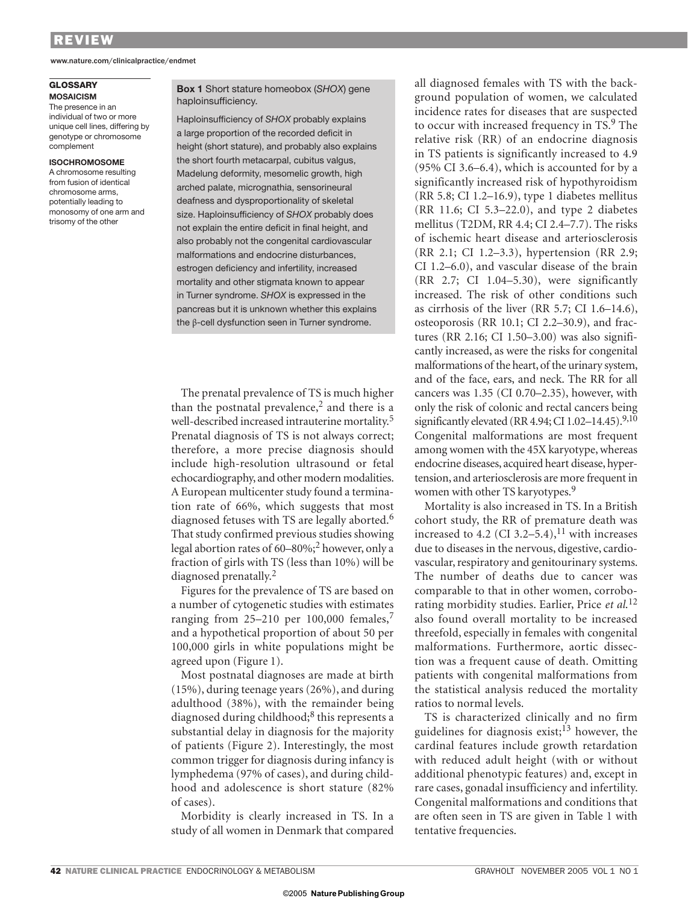**GLOSSARY**

**MOSAICISM**
The presence in an individual of two or more unique cell lines, differing by genotype or chromosome complement

**ISOCHROMOSOME**
A chromosome resulting from fusion of identical chromosome arms, potentially leading to monosomy of one arm and trisomy of the other

**Box 1** Short stature homeobox (*SHOX*) gene haploinsufficiency.

Haploinsufficiency of *SHOX* probably explains a large proportion of the recorded deficit in height (short stature), and probably also explains the short fourth metacarpal, cubitus valgus, Madelung deformity, mesomelic growth, high arched palate, micrognathia, sensorineural deafness and dysproportionality of skeletal size. Haploinsufficiency of *SHOX* probably does not explain the entire deficit in final height, and also probably not the congenital cardiovascular malformations and endocrine disturbances, estrogen deficiency and infertility, increased mortality and other stigmata known to appear in Turner syndrome. *SHOX* is expressed in the pancreas but it is unknown whether this explains the β-cell dysfunction seen in Turner syndrome.

The prenatal prevalence of TS is much higher than the postnatal prevalence,[2] and there is a well-described increased intrauterine mortality.[5] Prenatal diagnosis of TS is not always correct; therefore, a more precise diagnosis should include high-resolution ultrasound or fetal echocardiography, and other modern modalities. A European multicenter study found a termination rate of 66%, which suggests that most diagnosed fetuses with TS are legally aborted.[6] That study confirmed previous studies showing legal abortion rates of 60–80%;[2] however, only a fraction of girls with TS (less than 10%) will be diagnosed prenatally.[2]

Figures for the prevalence of TS are based on a number of cytogenetic studies with estimates ranging from 25–210 per 100,000 females,[7] and a hypothetical proportion of about 50 per 100,000 girls in white populations might be agreed upon (Figure 1).

Most postnatal diagnoses are made at birth (15%), during teenage years (26%), and during adulthood (38%), with the remainder being diagnosed during childhood;[8] this represents a substantial delay in diagnosis for the majority of patients (Figure 2). Interestingly, the most common trigger for diagnosis during infancy is lymphedema (97% of cases), and during childhood and adolescence is short stature (82% of cases).

Morbidity is clearly increased in TS. In a study of all women in Denmark that compared all diagnosed females with TS with the background population of women, we calculated incidence rates for diseases that are suspected to occur with increased frequency in TS.[9] The relative risk (RR) of an endocrine diagnosis in TS patients is significantly increased to 4.9 (95% CI 3.6–6.4), which is accounted for by a significantly increased risk of hypothyroidism (RR 5.8; CI 1.2–16.9), type 1 diabetes mellitus (RR 11.6; CI 5.3–22.0), and type 2 diabetes mellitus (T2DM, RR 4.4; CI 2.4–7.7). The risks of ischemic heart disease and arteriosclerosis (RR 2.1; CI 1.2–3.3), hypertension (RR 2.9; CI 1.2–6.0), and vascular disease of the brain (RR 2.7; CI 1.04–5.30), were significantly increased. The risk of other conditions such as cirrhosis of the liver (RR 5.7; CI 1.6–14.6), osteoporosis (RR 10.1; CI 2.2–30.9), and fractures (RR 2.16; CI 1.50–3.00) was also significantly increased, as were the risks for congenital malformations of the heart, of the urinary system, and of the face, ears, and neck. The RR for all cancers was 1.35 (CI 0.70–2.35), however, with only the risk of colonic and rectal cancers being significantly elevated (RR 4.94; CI 1.02–14.45).[9,10] Congenital malformations are most frequent among women with the 45X karyotype, whereas endocrine diseases, acquired heart disease, hypertension, and arteriosclerosis are more frequent in women with other TS karyotypes.[9]

Mortality is also increased in TS. In a British cohort study, the RR of premature death was increased to 4.2 (CI 3.2–5.4),[11] with increases due to diseases in the nervous, digestive, cardiovascular, respiratory and genitourinary systems. The number of deaths due to cancer was comparable to that in other women, corroborating morbidity studies. Earlier, Price *et al.*[12] also found overall mortality to be increased threefold, especially in females with congenital malformations. Furthermore, aortic dissection was a frequent cause of death. Omitting patients with congenital malformations from the statistical analysis reduced the mortality ratios to normal levels.

TS is characterized clinically and no firm guidelines for diagnosis exist;[13] however, the cardinal features include growth retardation with reduced adult height (with or without additional phenotypic features) and, except in rare cases, gonadal insufficiency and infertility. Congenital malformations and conditions that are often seen in TS are given in Table 1 with tentative frequencies.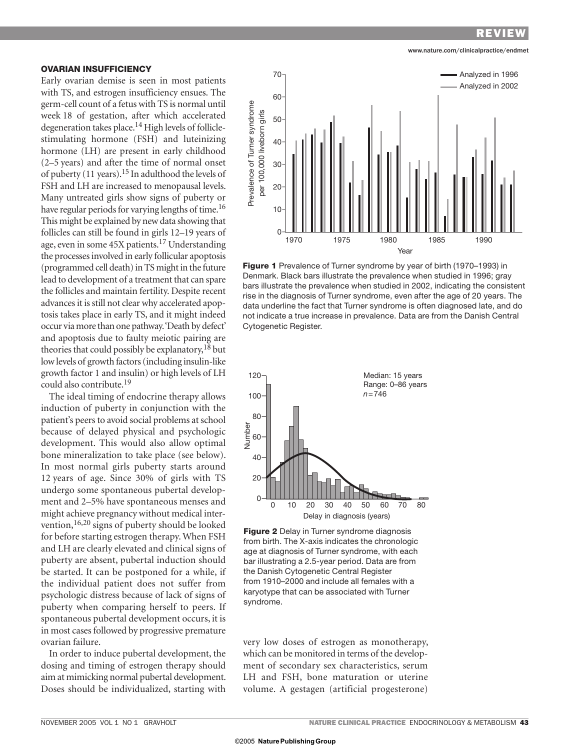## OVARIAN INSUFFICIENCY

Early ovarian demise is seen in most patients with TS, and estrogen insufficiency ensues. The germ-cell count of a fetus with TS is normal until week 18 of gestation, after which accelerated degeneration takes place.[14] High levels of follicle-stimulating hormone (FSH) and luteinizing hormone (LH) are present in early childhood (2–5 years) and after the time of normal onset of puberty (11 years).[15] In adulthood the levels of FSH and LH are increased to menopausal levels. Many untreated girls show signs of puberty or have regular periods for varying lengths of time.[16] This might be explained by new data showing that follicles can still be found in girls 12–19 years of age, even in some 45X patients.[17] Understanding the processes involved in early follicular apoptosis (programmed cell death) in TS might in the future lead to development of a treatment that can spare the follicles and maintain fertility. Despite recent advances it is still not clear why accelerated apoptosis takes place in early TS, and it might indeed occur via more than one pathway. 'Death by defect' and apoptosis due to faulty meiotic pairing are theories that could possibly be explanatory,[18] but low levels of growth factors (including insulin-like growth factor 1 and insulin) or high levels of LH could also contribute.[19]

The ideal timing of endocrine therapy allows induction of puberty in conjunction with the patient's peers to avoid social problems at school because of delayed physical and psychologic development. This would also allow optimal bone mineralization to take place (see below). In most normal girls puberty starts around 12 years of age. Since 30% of girls with TS undergo some spontaneous pubertal development and 2–5% have spontaneous menses and might achieve pregnancy without medical intervention,[16,20] signs of puberty should be looked for before starting estrogen therapy. When FSH and LH are clearly elevated and clinical signs of puberty are absent, pubertal induction should be started. It can be postponed for a while, if the individual patient does not suffer from psychologic distress because of lack of signs of puberty when comparing herself to peers. If spontaneous pubertal development occurs, it is in most cases followed by progressive premature ovarian failure.

In order to induce pubertal development, the dosing and timing of estrogen therapy should aim at mimicking normal pubertal development. Doses should be individualized, starting with very low doses of estrogen as monotherapy, which can be monitored in terms of the development of secondary sex characteristics, serum LH and FSH, bone maturation or uterine volume. A gestagen (artificial progesterone)

**Figure 1** Prevalence of Turner syndrome by year of birth (1970–1993) in Denmark. Black bars illustrate the prevalence when studied in 1996; gray bars illustrate the prevalence when studied in 2002, indicating the consistent rise in the diagnosis of Turner syndrome, even after the age of 20 years. The data underline the fact that Turner syndrome is often diagnosed late, and do not indicate a true increase in prevalence. Data are from the Danish Central Cytogenetic Register.

**Figure 2** Delay in Turner syndrome diagnosis from birth. The X-axis indicates the chronologic age at diagnosis of Turner syndrome, with each bar illustrating a 2.5-year period. Data are from the Danish Cytogenetic Central Register from 1910–2000 and include all females with a karyotype that can be associated with Turner syndrome.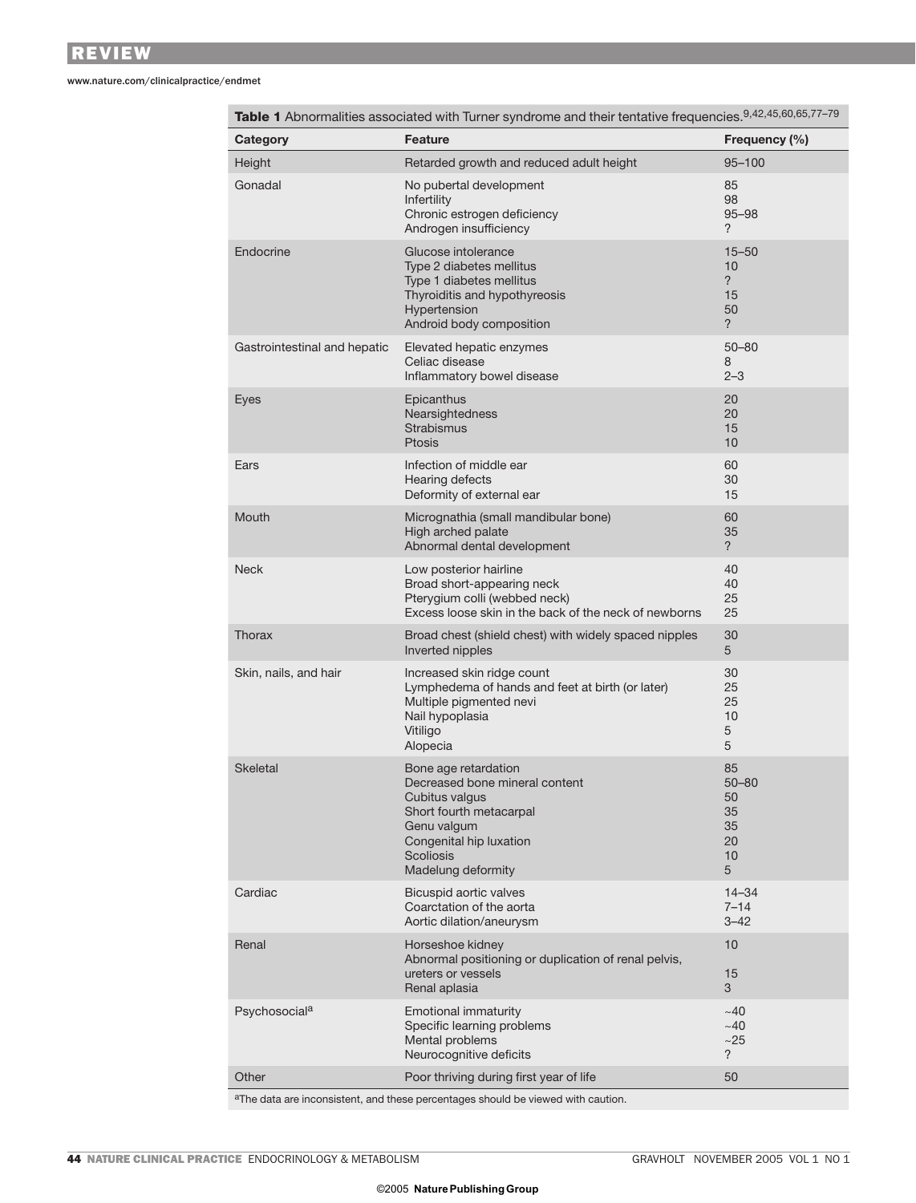**Table 1** Abnormalities associated with Turner syndrome and their tentative frequencies.[9,42,45,60,65,77–79]

| Category | Feature | Frequency (%) |
|---|---|---|
| Height | Retarded growth and reduced adult height | 95–100 |
| Gonadal | No pubertal development | 85 |
| | Infertility | 98 |
| | Chronic estrogen deficiency | 95–98 |
| | Androgen insufficiency | ? |
| Endocrine | Glucose intolerance | 15–50 |
| | Type 2 diabetes mellitus | 10 |
| | Type 1 diabetes mellitus | ? |
| | Thyroiditis and hypothyreosis | 15 |
| | Hypertension | 50 |
| | Android body composition | ? |
| Gastrointestinal and hepatic | Elevated hepatic enzymes | 50–80 |
| | Celiac disease | 8 |
| | Inflammatory bowel disease | 2–3 |
| Eyes | Epicanthus | 20 |
| | Nearsightedness | 20 |
| | Strabismus | 15 |
| | Ptosis | 10 |
| Ears | Infection of middle ear | 60 |
| | Hearing defects | 30 |
| | Deformity of external ear | 15 |
| Mouth | Micrognathia (small mandibular bone) | 60 |
| | High arched palate | 35 |
| | Abnormal dental development | ? |
| Neck | Low posterior hairline | 40 |
| | Broad short-appearing neck | 40 |
| | Pterygium colli (webbed neck) | 25 |
| | Excess loose skin in the back of the neck of newborns | 25 |
| Thorax | Broad chest (shield chest) with widely spaced nipples | 30 |
| | Inverted nipples | 5 |
| Skin, nails, and hair | Increased skin ridge count | 30 |
| | Lymphedema of hands and feet at birth (or later) | 25 |
| | Multiple pigmented nevi | 25 |
| | Nail hypoplasia | 10 |
| | Vitiligo | 5 |
| | Alopecia | 5 |
| Skeletal | Bone age retardation | 85 |
| | Decreased bone mineral content | 50–80 |
| | Cubitus valgus | 50 |
| | Short fourth metacarpal | 35 |
| | Genu valgum | 35 |
| | Congenital hip luxation | 20 |
| | Scoliosis | 10 |
| | Madelung deformity | 5 |
| Cardiac | Bicuspid aortic valves | 14–34 |
| | Coarctation of the aorta | 7–14 |
| | Aortic dilation/aneurysm | 3–42 |
| Renal | Horseshoe kidney | 10 |
| | Abnormal positioning or duplication of renal pelvis, ureters or vessels | 15 |
| | Renal aplasia | 3 |
| Psychosocial[a] | Emotional immaturity | ~40 |
| | Specific learning problems | ~40 |
| | Mental problems | ~25 |
| | Neurocognitive deficits | ? |
| Other | Poor thriving during first year of life | 50 |

[a]The data are inconsistent, and these percentages should be viewed with caution.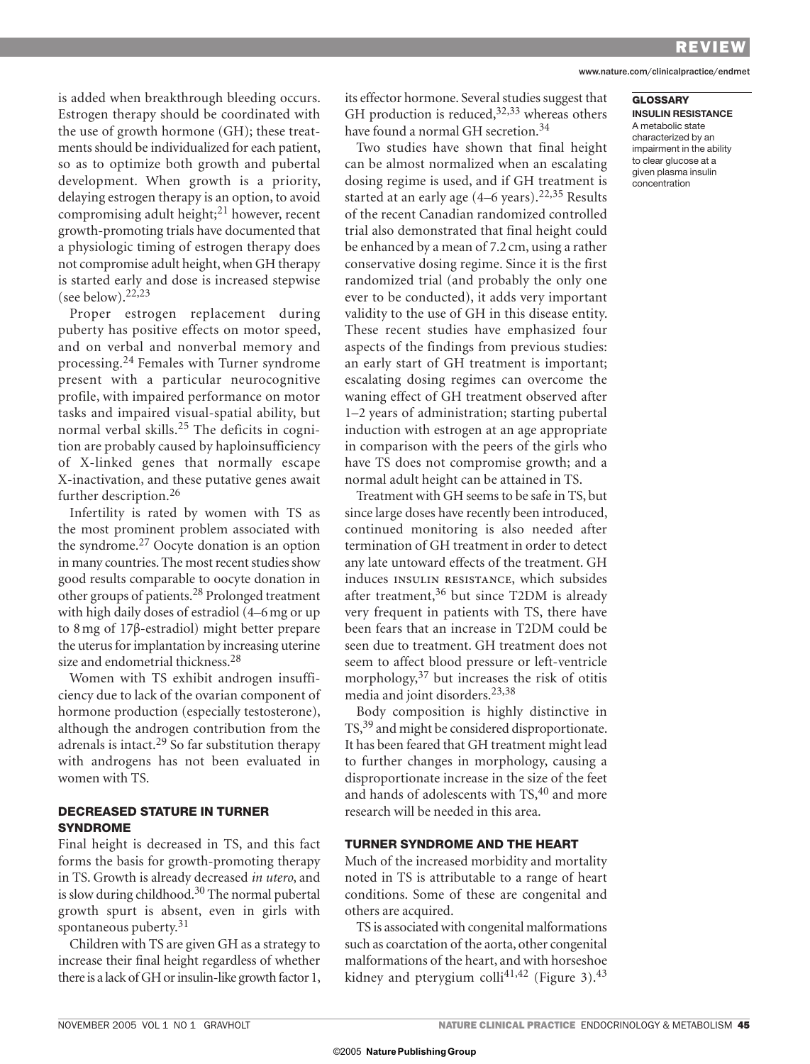is added when breakthrough bleeding occurs. Estrogen therapy should be coordinated with the use of growth hormone (GH); these treatments should be individualized for each patient, so as to optimize both growth and pubertal development. When growth is a priority, delaying estrogen therapy is an option, to avoid compromising adult height;[21] however, recent growth-promoting trials have documented that a physiologic timing of estrogen therapy does not compromise adult height, when GH therapy is started early and dose is increased stepwise (see below).[22,23]

Proper estrogen replacement during puberty has positive effects on motor speed, and on verbal and nonverbal memory and processing.[24] Females with Turner syndrome present with a particular neurocognitive profile, with impaired performance on motor tasks and impaired visual-spatial ability, but normal verbal skills.[25] The deficits in cognition are probably caused by haploinsufficiency of X-linked genes that normally escape X-inactivation, and these putative genes await further description.[26]

Infertility is rated by women with TS as the most prominent problem associated with the syndrome.[27] Oocyte donation is an option in many countries. The most recent studies show good results comparable to oocyte donation in other groups of patients.[28] Prolonged treatment with high daily doses of estradiol (4–6 mg or up to 8 mg of 17β-estradiol) might better prepare the uterus for implantation by increasing uterine size and endometrial thickness.[28]

Women with TS exhibit androgen insufficiency due to lack of the ovarian component of hormone production (especially testosterone), although the androgen contribution from the adrenals is intact.[29] So far substitution therapy with androgens has not been evaluated in women with TS.

## DECREASED STATURE IN TURNER SYNDROME

Final height is decreased in TS, and this fact forms the basis for growth-promoting therapy in TS. Growth is already decreased *in utero*, and is slow during childhood.[30] The normal pubertal growth spurt is absent, even in girls with spontaneous puberty.[31]

Children with TS are given GH as a strategy to increase their final height regardless of whether there is a lack of GH or insulin-like growth factor 1, its effector hormone. Several studies suggest that GH production is reduced,[32,33] whereas others have found a normal GH secretion.[34]

Two studies have shown that final height can be almost normalized when an escalating dosing regime is used, and if GH treatment is started at an early age (4–6 years).[22,35] Results of the recent Canadian randomized controlled trial also demonstrated that final height could be enhanced by a mean of 7.2 cm, using a rather conservative dosing regime. Since it is the first randomized trial (and probably the only one ever to be conducted), it adds very important validity to the use of GH in this disease entity. These recent studies have emphasized four aspects of the findings from previous studies: an early start of GH treatment is important; escalating dosing regimes can overcome the waning effect of GH treatment observed after 1–2 years of administration; starting pubertal induction with estrogen at an age appropriate in comparison with the peers of the girls who have TS does not compromise growth; and a normal adult height can be attained in TS.

Treatment with GH seems to be safe in TS, but since large doses have recently been introduced, continued monitoring is also needed after termination of GH treatment in order to detect any late untoward effects of the treatment. GH induces INSULIN RESISTANCE, which subsides after treatment,[36] but since T2DM is already very frequent in patients with TS, there have been fears that an increase in T2DM could be seen due to treatment. GH treatment does not seem to affect blood pressure or left-ventricle morphology,[37] but increases the risk of otitis media and joint disorders.[23,38]

Body composition is highly distinctive in TS,[39] and might be considered disproportionate. It has been feared that GH treatment might lead to further changes in morphology, causing a disproportionate increase in the size of the feet and hands of adolescents with TS,[40] and more research will be needed in this area.

## TURNER SYNDROME AND THE HEART

Much of the increased morbidity and mortality noted in TS is attributable to a range of heart conditions. Some of these are congenital and others are acquired.

TS is associated with congenital malformations such as coarctation of the aorta, other congenital malformations of the heart, and with horseshoe kidney and pterygium colli[41,42] (Figure 3).[43]

**GLOSSARY**

**INSULIN RESISTANCE**
A metabolic state characterized by an impairment in the ability to clear glucose at a given plasma insulin concentration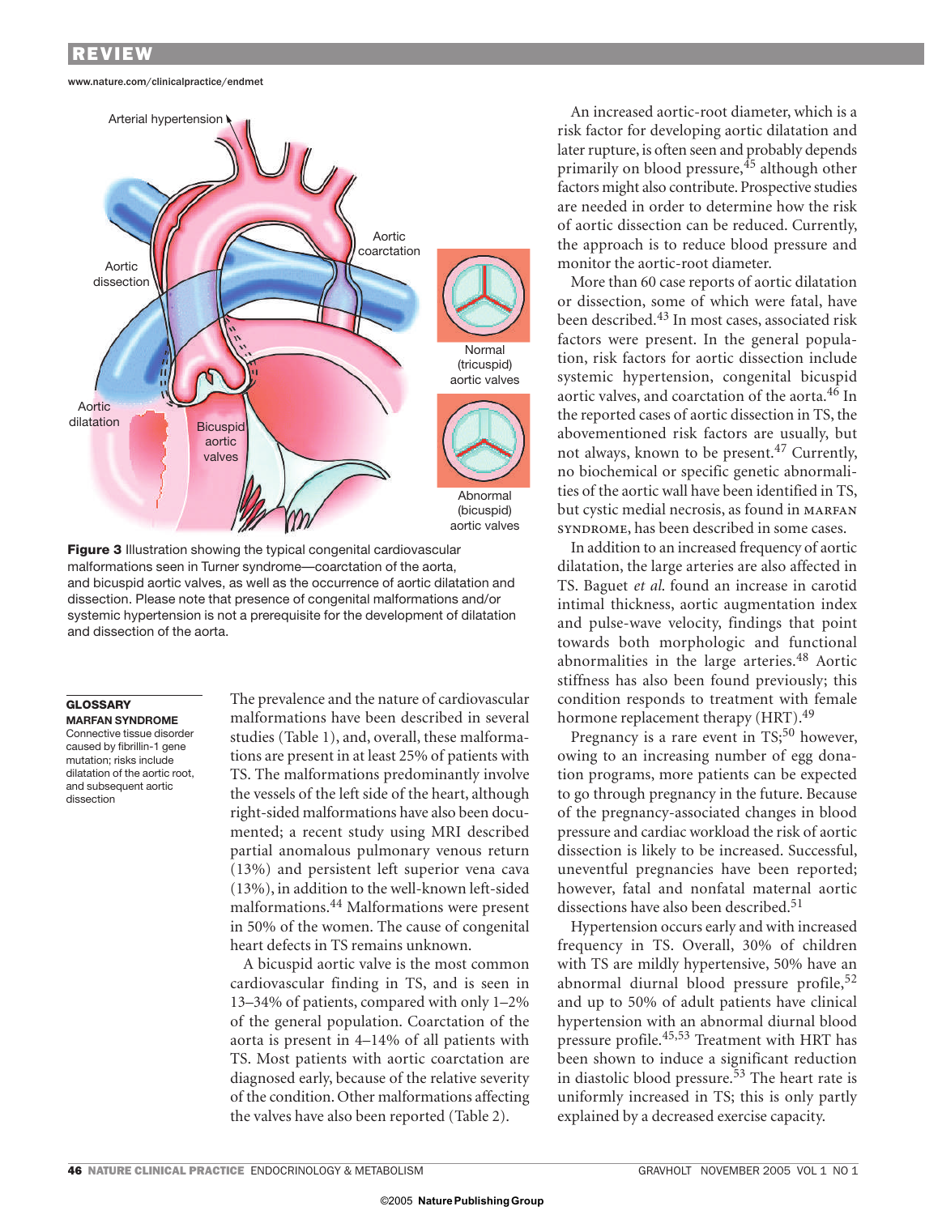**Figure 3** Illustration showing the typical congenital cardiovascular malformations seen in Turner syndrome—coarctation of the aorta, and bicuspid aortic valves, as well as the occurrence of aortic dilatation and dissection. Please note that presence of congenital malformations and/or systemic hypertension is not a prerequisite for the development of dilatation and dissection of the aorta.

**GLOSSARY**

**MARFAN SYNDROME**
Connective tissue disorder caused by fibrillin-1 gene mutation; risks include dilatation of the aortic root, and subsequent aortic dissection

The prevalence and the nature of cardiovascular malformations have been described in several studies (Table 1), and, overall, these malformations are present in at least 25% of patients with TS. The malformations predominantly involve the vessels of the left side of the heart, although right-sided malformations have also been documented; a recent study using MRI described partial anomalous pulmonary venous return (13%) and persistent left superior vena cava (13%), in addition to the well-known left-sided malformations.[44] Malformations were present in 50% of the women. The cause of congenital heart defects in TS remains unknown.

A bicuspid aortic valve is the most common cardiovascular finding in TS, and is seen in 13–34% of patients, compared with only 1–2% of the general population. Coarctation of the aorta is present in 4–14% of all patients with TS. Most patients with aortic coarctation are diagnosed early, because of the relative severity of the condition. Other malformations affecting the valves have also been reported (Table 2).

An increased aortic-root diameter, which is a risk factor for developing aortic dilatation and later rupture, is often seen and probably depends primarily on blood pressure,[45] although other factors might also contribute. Prospective studies are needed in order to determine how the risk of aortic dissection can be reduced. Currently, the approach is to reduce blood pressure and monitor the aortic-root diameter.

More than 60 case reports of aortic dilatation or dissection, some of which were fatal, have been described.[43] In most cases, associated risk factors were present. In the general population, risk factors for aortic dissection include systemic hypertension, congenital bicuspid aortic valves, and coarctation of the aorta.[46] In the reported cases of aortic dissection in TS, the abovementioned risk factors are usually, but not always, known to be present.[47] Currently, no biochemical or specific genetic abnormalities of the aortic wall have been identified in TS, but cystic medial necrosis, as found in MARFAN SYNDROME, has been described in some cases.

In addition to an increased frequency of aortic dilatation, the large arteries are also affected in TS. Baguet *et al.* found an increase in carotid intimal thickness, aortic augmentation index and pulse-wave velocity, findings that point towards both morphologic and functional abnormalities in the large arteries.[48] Aortic stiffness has also been found previously; this condition responds to treatment with female hormone replacement therapy (HRT).[49]

Pregnancy is a rare event in TS;[50] however, owing to an increasing number of egg donation programs, more patients can be expected to go through pregnancy in the future. Because of the pregnancy-associated changes in blood pressure and cardiac workload the risk of aortic dissection is likely to be increased. Successful, uneventful pregnancies have been reported; however, fatal and nonfatal maternal aortic dissections have also been described.[51]

Hypertension occurs early and with increased frequency in TS. Overall, 30% of children with TS are mildly hypertensive, 50% have an abnormal diurnal blood pressure profile,[52] and up to 50% of adult patients have clinical hypertension with an abnormal diurnal blood pressure profile.[45,53] Treatment with HRT has been shown to induce a significant reduction in diastolic blood pressure.[53] The heart rate is uniformly increased in TS; this is only partly explained by a decreased exercise capacity.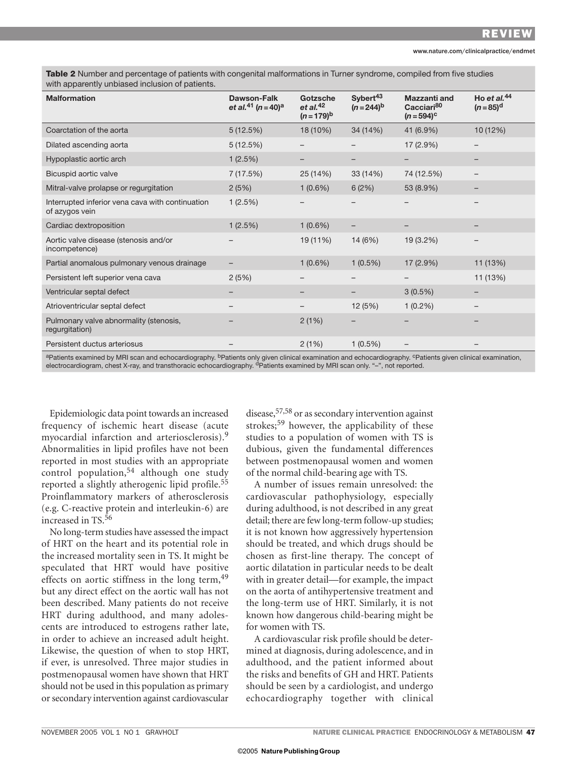**Table 2** Number and percentage of patients with congenital malformations in Turner syndrome, compiled from five studies with apparently unbiased inclusion of patients.

| Malformation | Dawson-Falk *et al.*[41] ($n = 40$)[a] | Gotzsche *et al.*[42] ($n = 179$)[b] | Sybert[43] ($n = 244$)[b] | Mazzanti and Cacciari[80] ($n = 594$)[c] | Ho *et al.*[44] ($n = 85$)[d] |
|---|---|---|---|---|---|
| Coarctation of the aorta | 5 (12.5%) | 18 (10%) | 34 (14%) | 41 (6.9%) | 10 (12%) |
| Dilated ascending aorta | 5 (12.5%) | – | – | 17 (2.9%) | – |
| Hypoplastic aortic arch | 1 (2.5%) | – | – | – | – |
| Bicuspid aortic valve | 7 (17.5%) | 25 (14%) | 33 (14%) | 74 (12.5%) | – |
| Mitral-valve prolapse or regurgitation | 2 (5%) | 1 (0.6%) | 6 (2%) | 53 (8.9%) | – |
| Interrupted inferior vena cava with continuation of azygos vein | 1 (2.5%) | – | – | – | – |
| Cardiac dextroposition | 1 (2.5%) | 1 (0.6%) | – | – | – |
| Aortic valve disease (stenosis and/or incompetence) | – | 19 (11%) | 14 (6%) | 19 (3.2%) | – |
| Partial anomalous pulmonary venous drainage | – | 1 (0.6%) | 1 (0.5%) | 17 (2.9%) | 11 (13%) |
| Persistent left superior vena cava | 2 (5%) | – | – | – | 11 (13%) |
| Ventricular septal defect | – | – | – | 3 (0.5%) | – |
| Atrioventricular septal defect | – | – | 12 (5%) | 1 (0.2%) | – |
| Pulmonary valve abnormality (stenosis, regurgitation) | – | 2 (1%) | – | – | – |
| Persistent ductus arteriosus | – | 2 (1%) | 1 (0.5%) | – | – |

[a]Patients examined by MRI scan and echocardiography. [b]Patients only given clinical examination and echocardiography. [c]Patients given clinical examination, electrocardiogram, chest X-ray, and transthoracic echocardiography. [d]Patients examined by MRI scan only. "–", not reported.

Epidemiologic data point towards an increased frequency of ischemic heart disease (acute myocardial infarction and arteriosclerosis).[9] Abnormalities in lipid profiles have not been reported in most studies with an appropriate control population,[54] although one study reported a slightly atherogenic lipid profile.[55] Proinflammatory markers of atherosclerosis (e.g. C-reactive protein and interleukin-6) are increased in TS.[56]

No long-term studies have assessed the impact of HRT on the heart and its potential role in the increased mortality seen in TS. It might be speculated that HRT would have positive effects on aortic stiffness in the long term,[49] but any direct effect on the aortic wall has not been described. Many patients do not receive HRT during adulthood, and many adolescents are introduced to estrogens rather late, in order to achieve an increased adult height. Likewise, the question of when to stop HRT, if ever, is unresolved. Three major studies in postmenopausal women have shown that HRT should not be used in this population as primary or secondary intervention against cardiovascular disease,[57,58] or as secondary intervention against strokes;[59] however, the applicability of these studies to a population of women with TS is dubious, given the fundamental differences between postmenopausal women and women of the normal child-bearing age with TS.

A number of issues remain unresolved: the cardiovascular pathophysiology, especially during adulthood, is not described in any great detail; there are few long-term follow-up studies; it is not known how aggressively hypertension should be treated, and which drugs should be chosen as first-line therapy. The concept of aortic dilatation in particular needs to be dealt with in greater detail—for example, the impact on the aorta of antihypertensive treatment and the long-term use of HRT. Similarly, it is not known how dangerous child-bearing might be for women with TS.

A cardiovascular risk profile should be determined at diagnosis, during adolescence, and in adulthood, and the patient informed about the risks and benefits of GH and HRT. Patients should be seen by a cardiologist, and undergo echocardiography together with clinical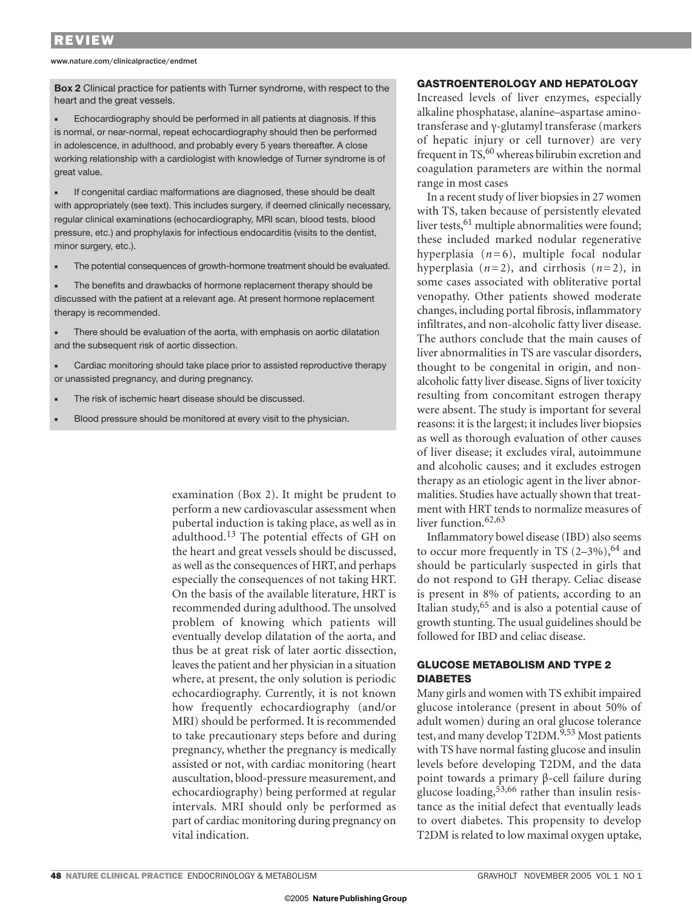**Box 2** Clinical practice for patients with Turner syndrome, with respect to the heart and the great vessels.

- Echocardiography should be performed in all patients at diagnosis. If this is normal, or near-normal, repeat echocardiography should then be performed in adolescence, in adulthood, and probably every 5 years thereafter. A close working relationship with a cardiologist with knowledge of Turner syndrome is of great value.
- If congenital cardiac malformations are diagnosed, these should be dealt with appropriately (see text). This includes surgery, if deemed clinically necessary, regular clinical examinations (echocardiography, MRI scan, blood tests, blood pressure, etc.) and prophylaxis for infectious endocarditis (visits to the dentist, minor surgery, etc.).
- The potential consequences of growth-hormone treatment should be evaluated.
- The benefits and drawbacks of hormone replacement therapy should be discussed with the patient at a relevant age. At present hormone replacement therapy is recommended.
- There should be evaluation of the aorta, with emphasis on aortic dilatation and the subsequent risk of aortic dissection.
- Cardiac monitoring should take place prior to assisted reproductive therapy or unassisted pregnancy, and during pregnancy.
- The risk of ischemic heart disease should be discussed.
- Blood pressure should be monitored at every visit to the physician.

examination (Box 2). It might be prudent to perform a new cardiovascular assessment when pubertal induction is taking place, as well as in adulthood.[13] The potential effects of GH on the heart and great vessels should be discussed, as well as the consequences of HRT, and perhaps especially the consequences of not taking HRT. On the basis of the available literature, HRT is recommended during adulthood. The unsolved problem of knowing which patients will eventually develop dilatation of the aorta, and thus be at great risk of later aortic dissection, leaves the patient and her physician in a situation where, at present, the only solution is periodic echocardiography. Currently, it is not known how frequently echocardiography (and/or MRI) should be performed. It is recommended to take precautionary steps before and during pregnancy, whether the pregnancy is medically assisted or not, with cardiac monitoring (heart auscultation, blood-pressure measurement, and echocardiography) being performed at regular intervals. MRI should only be performed as part of cardiac monitoring during pregnancy on vital indication.

## GASTROENTEROLOGY AND HEPATOLOGY

Increased levels of liver enzymes, especially alkaline phosphatase, alanine–aspartase aminotransferase and γ-glutamyl transferase (markers of hepatic injury or cell turnover) are very frequent in TS,[60] whereas bilirubin excretion and coagulation parameters are within the normal range in most cases

In a recent study of liver biopsies in 27 women with TS, taken because of persistently elevated liver tests,[61] multiple abnormalities were found; these included marked nodular regenerative hyperplasia ($n=6$), multiple focal nodular hyperplasia ($n=2$), and cirrhosis ($n=2$), in some cases associated with obliterative portal venopathy. Other patients showed moderate changes, including portal fibrosis, inflammatory infiltrates, and non-alcoholic fatty liver disease. The authors conclude that the main causes of liver abnormalities in TS are vascular disorders, thought to be congenital in origin, and non-alcoholic fatty liver disease. Signs of liver toxicity resulting from concomitant estrogen therapy were absent. The study is important for several reasons: it is the largest; it includes liver biopsies as well as thorough evaluation of other causes of liver disease; it excludes viral, autoimmune and alcoholic causes; and it excludes estrogen therapy as an etiologic agent in the liver abnormalities. Studies have actually shown that treatment with HRT tends to normalize measures of liver function.[62,63]

Inflammatory bowel disease (IBD) also seems to occur more frequently in TS (2–3%),[64] and should be particularly suspected in girls that do not respond to GH therapy. Celiac disease is present in 8% of patients, according to an Italian study,[65] and is also a potential cause of growth stunting. The usual guidelines should be followed for IBD and celiac disease.

## GLUCOSE METABOLISM AND TYPE 2 DIABETES

Many girls and women with TS exhibit impaired glucose intolerance (present in about 50% of adult women) during an oral glucose tolerance test, and many develop T2DM.[9,53] Most patients with TS have normal fasting glucose and insulin levels before developing T2DM, and the data point towards a primary β-cell failure during glucose loading,[53,66] rather than insulin resistance as the initial defect that eventually leads to overt diabetes. This propensity to develop T2DM is related to low maximal oxygen uptake,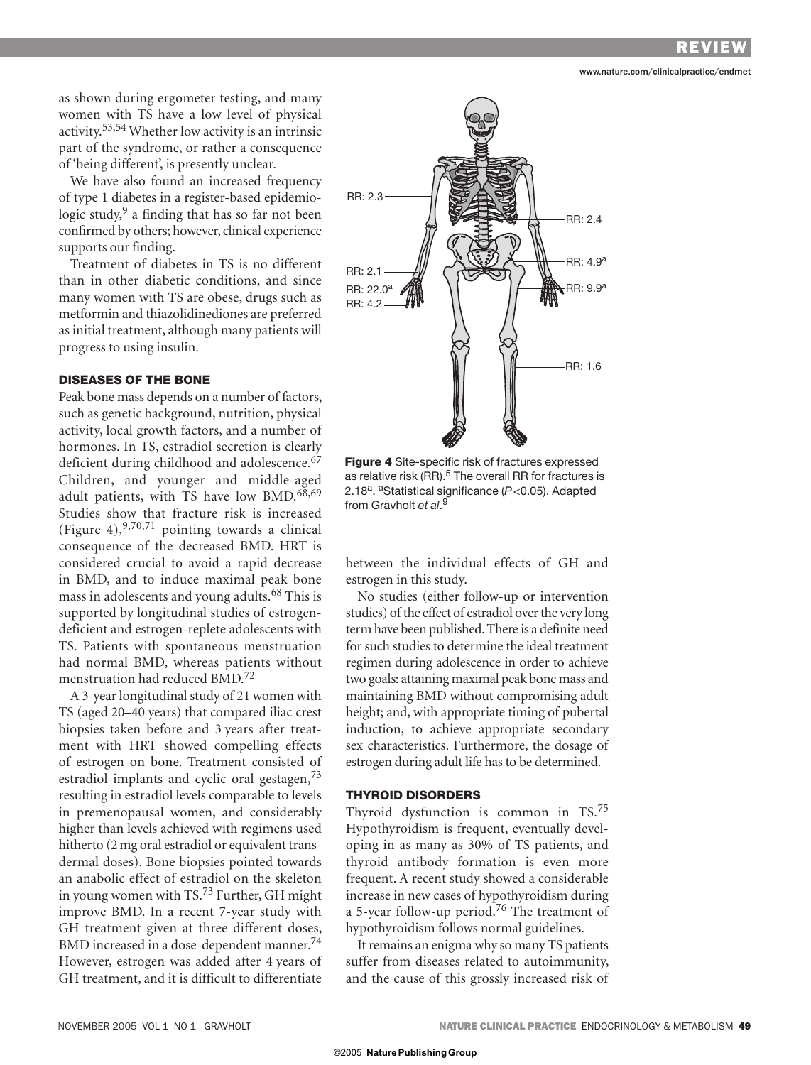as shown during ergometer testing, and many women with TS have a low level of physical activity.[53,54] Whether low activity is an intrinsic part of the syndrome, or rather a consequence of 'being different', is presently unclear.

We have also found an increased frequency of type 1 diabetes in a register-based epidemiologic study,[9] a finding that has so far not been confirmed by others; however, clinical experience supports our finding.

Treatment of diabetes in TS is no different than in other diabetic conditions, and since many women with TS are obese, drugs such as metformin and thiazolidinediones are preferred as initial treatment, although many patients will progress to using insulin.

### DISEASES OF THE BONE

Peak bone mass depends on a number of factors, such as genetic background, nutrition, physical activity, local growth factors, and a number of hormones. In TS, estradiol secretion is clearly deficient during childhood and adolescence.[67] Children, and younger and middle-aged adult patients, with TS have low BMD.[68,69] Studies show that fracture risk is increased (Figure 4),[9,70,71] pointing towards a clinical consequence of the decreased BMD. HRT is considered crucial to avoid a rapid decrease in BMD, and to induce maximal peak bone mass in adolescents and young adults.[68] This is supported by longitudinal studies of estrogen-deficient and estrogen-replete adolescents with TS. Patients with spontaneous menstruation had normal BMD, whereas patients without menstruation had reduced BMD.[72]

A 3-year longitudinal study of 21 women with TS (aged 20–40 years) that compared iliac crest biopsies taken before and 3 years after treatment with HRT showed compelling effects of estrogen on bone. Treatment consisted of estradiol implants and cyclic oral gestagen,[73] resulting in estradiol levels comparable to levels in premenopausal women, and considerably higher than levels achieved with regimens used hitherto (2 mg oral estradiol or equivalent transdermal doses). Bone biopsies pointed towards an anabolic effect of estradiol on the skeleton in young women with TS.[73] Further, GH might improve BMD. In a recent 7-year study with GH treatment given at three different doses, BMD increased in a dose-dependent manner.[74] However, estrogen was added after 4 years of GH treatment, and it is difficult to differentiate between the individual effects of GH and estrogen in this study.

RR: 2.3, RR: 2.4, RR: 4.9[a], RR: 2.1, RR: 22.0[a], RR: 9.9[a], RR: 4.2, RR: 1.6

**Figure 4** Site-specific risk of fractures expressed as relative risk (RR).[5] The overall RR for fractures is 2.18[a]. [a]Statistical significance ($P<0.05$). Adapted from Gravholt *et al*.[9]

No studies (either follow-up or intervention studies) of the effect of estradiol over the very long term have been published. There is a definite need for such studies to determine the ideal treatment regimen during adolescence in order to achieve two goals: attaining maximal peak bone mass and maintaining BMD without compromising adult height; and, with appropriate timing of pubertal induction, to achieve appropriate secondary sex characteristics. Furthermore, the dosage of estrogen during adult life has to be determined.

### THYROID DISORDERS

Thyroid dysfunction is common in TS.[75] Hypothyroidism is frequent, eventually developing in as many as 30% of TS patients, and thyroid antibody formation is even more frequent. A recent study showed a considerable increase in new cases of hypothyroidism during a 5-year follow-up period.[76] The treatment of hypothyroidism follows normal guidelines.

It remains an enigma why so many TS patients suffer from diseases related to autoimmunity, and the cause of this grossly increased risk of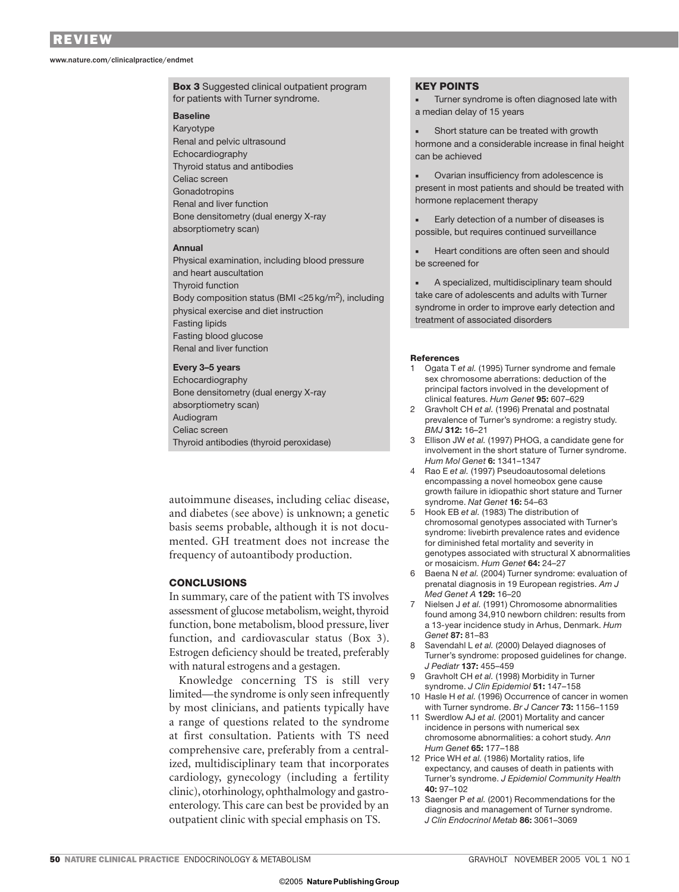**Box 3** Suggested clinical outpatient program for patients with Turner syndrome.

**Baseline**

Karyotype
Renal and pelvic ultrasound
Echocardiography
Thyroid status and antibodies
Celiac screen
Gonadotropins
Renal and liver function
Bone densitometry (dual energy X-ray absorptiometry scan)

**Annual**

Physical examination, including blood pressure and heart auscultation
Thyroid function
Body composition status (BMI <25 kg/$m^2$), including physical exercise and diet instruction
Fasting lipids
Fasting blood glucose
Renal and liver function

**Every 3–5 years**

Echocardiography
Bone densitometry (dual energy X-ray absorptiometry scan)
Audiogram
Celiac screen
Thyroid antibodies (thyroid peroxidase)

autoimmune diseases, including celiac disease, and diabetes (see above) is unknown; a genetic basis seems probable, although it is not documented. GH treatment does not increase the frequency of autoantibody production.

## CONCLUSIONS

In summary, care of the patient with TS involves assessment of glucose metabolism, weight, thyroid function, bone metabolism, blood pressure, liver function, and cardiovascular status (Box 3). Estrogen deficiency should be treated, preferably with natural estrogens and a gestagen.

Knowledge concerning TS is still very limited—the syndrome is only seen infrequently by most clinicians, and patients typically have a range of questions related to the syndrome at first consultation. Patients with TS need comprehensive care, preferably from a centralized, multidisciplinary team that incorporates cardiology, gynecology (including a fertility clinic), otorhinology, ophthalmology and gastroenterology. This care can best be provided by an outpatient clinic with special emphasis on TS.

## KEY POINTS

- Turner syndrome is often diagnosed late with a median delay of 15 years
- Short stature can be treated with growth hormone and a considerable increase in final height can be achieved
- Ovarian insufficiency from adolescence is present in most patients and should be treated with hormone replacement therapy
- Early detection of a number of diseases is possible, but requires continued surveillance
- Heart conditions are often seen and should be screened for
- A specialized, multidisciplinary team should take care of adolescents and adults with Turner syndrome in order to improve early detection and treatment of associated disorders

### References

1. Ogata T *et al.* (1995) Turner syndrome and female sex chromosome aberrations: deduction of the principal factors involved in the development of clinical features. *Hum Genet* **95:** 607–629
2. Gravholt CH *et al.* (1996) Prenatal and postnatal prevalence of Turner's syndrome: a registry study. *BMJ* **312:** 16–21
3. Ellison JW *et al.* (1997) PHOG, a candidate gene for involvement in the short stature of Turner syndrome. *Hum Mol Genet* **6:** 1341–1347
4. Rao E *et al.* (1997) Pseudoautosomal deletions encompassing a novel homeobox gene cause growth failure in idiopathic short stature and Turner syndrome. *Nat Genet* **16:** 54–63
5. Hook EB *et al.* (1983) The distribution of chromosomal genotypes associated with Turner's syndrome: livebirth prevalence rates and evidence for diminished fetal mortality and severity in genotypes associated with structural X abnormalities or mosaicism. *Hum Genet* **64:** 24–27
6. Baena N *et al.* (2004) Turner syndrome: evaluation of prenatal diagnosis in 19 European registries. *Am J Med Genet A* **129:** 16–20
7. Nielsen J *et al.* (1991) Chromosome abnormalities found among 34,910 newborn children: results from a 13-year incidence study in Arhus, Denmark. *Hum Genet* **87:** 81–83
8. Savendahl L *et al.* (2000) Delayed diagnoses of Turner's syndrome: proposed guidelines for change. *J Pediatr* **137:** 455–459
9. Gravholt CH *et al.* (1998) Morbidity in Turner syndrome. *J Clin Epidemiol* **51:** 147–158
10. Hasle H *et al.* (1996) Occurrence of cancer in women with Turner syndrome. *Br J Cancer* **73:** 1156–1159
11. Swerdlow AJ *et al.* (2001) Mortality and cancer incidence in persons with numerical sex chromosome abnormalities: a cohort study. *Ann Hum Genet* **65:** 177–188
12. Price WH *et al.* (1986) Mortality ratios, life expectancy, and causes of death in patients with Turner's syndrome. *J Epidemiol Community Health* **40:** 97–102
13. Saenger P *et al.* (2001) Recommendations for the diagnosis and management of Turner syndrome. *J Clin Endocrinol Metab* **86:** 3061–3069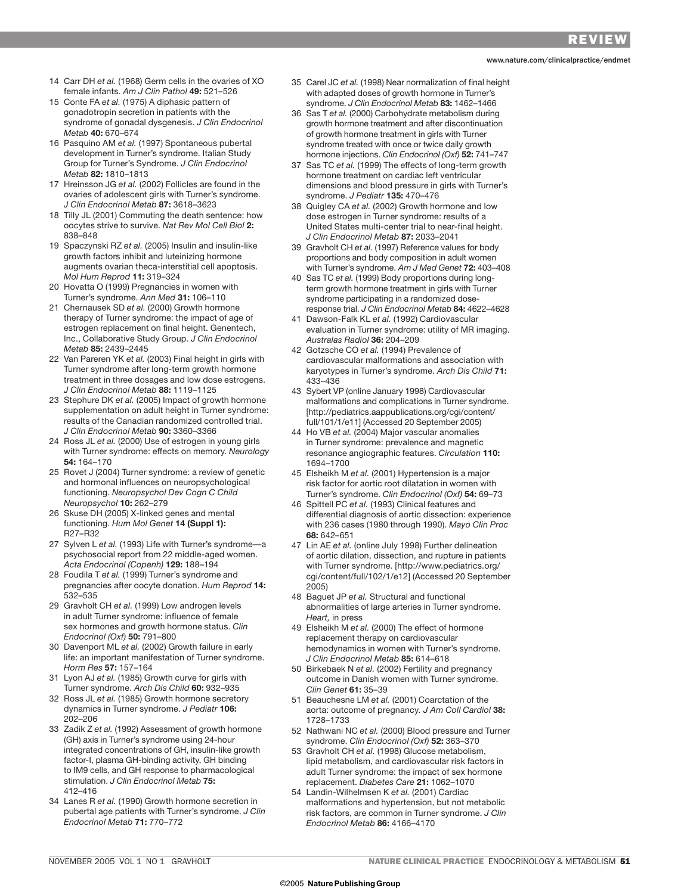14 Carr DH *et al.* (1968) Germ cells in the ovaries of XO female infants. *Am J Clin Pathol* **49:** 521–526

15 Conte FA *et al.* (1975) A diphasic pattern of gonadotropin secretion in patients with the syndrome of gonadal dysgenesis. *J Clin Endocrinol Metab* **40:** 670–674

16 Pasquino AM *et al.* (1997) Spontaneous pubertal development in Turner's syndrome. Italian Study Group for Turner's Syndrome. *J Clin Endocrinol Metab* **82:** 1810–1813

17 Hreinsson JG *et al.* (2002) Follicles are found in the ovaries of adolescent girls with Turner's syndrome. *J Clin Endocrinol Metab* **87:** 3618–3623

18 Tilly JL (2001) Commuting the death sentence: how oocytes strive to survive. *Nat Rev Mol Cell Biol* **2:** 838–848

19 Spaczynski RZ *et al.* (2005) Insulin and insulin-like growth factors inhibit and luteinizing hormone augments ovarian theca-interstitial cell apoptosis. *Mol Hum Reprod* **11:** 319–324

20 Hovatta O (1999) Pregnancies in women with Turner's syndrome. *Ann Med* **31:** 106–110

21 Chernausek SD *et al.* (2000) Growth hormone therapy of Turner syndrome: the impact of age of estrogen replacement on final height. Genentech, Inc., Collaborative Study Group. *J Clin Endocrinol Metab* **85:** 2439–2445

22 Van Pareren YK *et al.* (2003) Final height in girls with Turner syndrome after long-term growth hormone treatment in three dosages and low dose estrogens. *J Clin Endocrinol Metab* **88:** 1119–1125

23 Stephure DK *et al.* (2005) Impact of growth hormone supplementation on adult height in Turner syndrome: results of the Canadian randomized controlled trial. *J Clin Endocrinol Metab* **90:** 3360–3366

24 Ross JL *et al.* (2000) Use of estrogen in young girls with Turner syndrome: effects on memory. *Neurology* **54:** 164–170

25 Rovet J (2004) Turner syndrome: a review of genetic and hormonal influences on neuropsychological functioning. *Neuropsychol Dev Cogn C Child Neuropsychol* **10:** 262–279

26 Skuse DH (2005) X-linked genes and mental functioning. *Hum Mol Genet* **14 (Suppl 1):** R27–R32

27 Sylven L *et al.* (1993) Life with Turner's syndrome—a psychosocial report from 22 middle-aged women. *Acta Endocrinol (Copenh)* **129:** 188–194

28 Foudila T *et al.* (1999) Turner's syndrome and pregnancies after oocyte donation. *Hum Reprod* **14:** 532–535

29 Gravholt CH *et al.* (1999) Low androgen levels in adult Turner syndrome: influence of female sex hormones and growth hormone status. *Clin Endocrinol (Oxf)* **50:** 791–800

30 Davenport ML *et al.* (2002) Growth failure in early life: an important manifestation of Turner syndrome. *Horm Res* **57:** 157–164

31 Lyon AJ *et al.* (1985) Growth curve for girls with Turner syndrome. *Arch Dis Child* **60:** 932–935

32 Ross JL *et al.* (1985) Growth hormone secretory dynamics in Turner syndrome. *J Pediatr* **106:** 202–206

33 Zadik Z *et al.* (1992) Assessment of growth hormone (GH) axis in Turner's syndrome using 24-hour integrated concentrations of GH, insulin-like growth factor-I, plasma GH-binding activity, GH binding to IM9 cells, and GH response to pharmacological stimulation. *J Clin Endocrinol Metab* **75:** 412–416

34 Lanes R *et al.* (1990) Growth hormone secretion in pubertal age patients with Turner's syndrome. *J Clin Endocrinol Metab* **71:** 770–772

35 Carel JC *et al.* (1998) Near normalization of final height with adapted doses of growth hormone in Turner's syndrome. *J Clin Endocrinol Metab* **83:** 1462–1466

36 Sas T *et al.* (2000) Carbohydrate metabolism during growth hormone treatment and after discontinuation of growth hormone treatment in girls with Turner syndrome treated with once or twice daily growth hormone injections. *Clin Endocrinol (Oxf)* **52:** 741–747

37 Sas TC *et al.* (1999) The effects of long-term growth hormone treatment on cardiac left ventricular dimensions and blood pressure in girls with Turner's syndrome. *J Pediatr* **135:** 470–476

38 Quigley CA *et al.* (2002) Growth hormone and low dose estrogen in Turner syndrome: results of a United States multi-center trial to near-final height. *J Clin Endocrinol Metab* **87:** 2033–2041

39 Gravholt CH *et al.* (1997) Reference values for body proportions and body composition in adult women with Turner's syndrome. *Am J Med Genet* **72:** 403–408

40 Sas TC *et al.* (1999) Body proportions during long-term growth hormone treatment in girls with Turner syndrome participating in a randomized dose-response trial. *J Clin Endocrinol Metab* **84:** 4622–4628

41 Dawson-Falk KL *et al.* (1992) Cardiovascular evaluation in Turner syndrome: utility of MR imaging. *Australas Radiol* **36:** 204–209

42 Gotzsche CO *et al.* (1994) Prevalence of cardiovascular malformations and association with karyotypes in Turner's syndrome. *Arch Dis Child* **71:** 433–436

43 Sybert VP (online January 1998) Cardiovascular malformations and complications in Turner syndrome. [http://pediatrics.aappublications.org/cgi/content/full/101/1/e11] (Accessed 20 September 2005)

44 Ho VB *et al.* (2004) Major vascular anomalies in Turner syndrome: prevalence and magnetic resonance angiographic features. *Circulation* **110:** 1694–1700

45 Elsheikh M *et al.* (2001) Hypertension is a major risk factor for aortic root dilatation in women with Turner's syndrome. *Clin Endocrinol (Oxf)* **54:** 69–73

46 Spittell PC *et al.* (1993) Clinical features and differential diagnosis of aortic dissection: experience with 236 cases (1980 through 1990). *Mayo Clin Proc* **68:** 642–651

47 Lin AE *et al.* (online July 1998) Further delineation of aortic dilation, dissection, and rupture in patients with Turner syndrome. [http://www.pediatrics.org/cgi/content/full/102/1/e12] (Accessed 20 September 2005)

48 Baguet JP *et al.* Structural and functional abnormalities of large arteries in Turner syndrome. *Heart,* in press

49 Elsheikh M *et al.* (2000) The effect of hormone replacement therapy on cardiovascular hemodynamics in women with Turner's syndrome. *J Clin Endocrinol Metab* **85:** 614–618

50 Birkebaek N *et al.* (2002) Fertility and pregnancy outcome in Danish women with Turner syndrome. *Clin Genet* **61:** 35–39

51 Beauchesne LM *et al.* (2001) Coarctation of the aorta: outcome of pregnancy. *J Am Coll Cardiol* **38:** 1728–1733

52 Nathwani NC *et al.* (2000) Blood pressure and Turner syndrome. *Clin Endocrinol (Oxf)* **52:** 363–370

53 Gravholt CH *et al.* (1998) Glucose metabolism, lipid metabolism, and cardiovascular risk factors in adult Turner syndrome: the impact of sex hormone replacement. *Diabetes Care* **21:** 1062–1070

54 Landin-Wilhelmsen K *et al.* (2001) Cardiac malformations and hypertension, but not metabolic risk factors, are common in Turner syndrome. *J Clin Endocrinol Metab* **86:** 4166–4170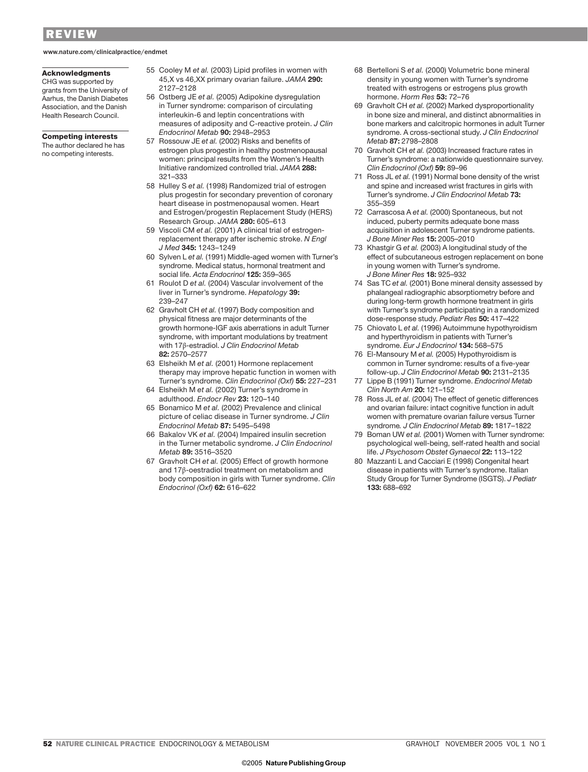### Acknowledgments

CHG was supported by grants from the University of Aarhus, the Danish Diabetes Association, and the Danish Health Research Council.

### Competing interests

The author declared he has no competing interests.

55 Cooley M *et al.* (2003) Lipid profiles in women with 45,X vs 46,XX primary ovarian failure. *JAMA* **290:** 2127–2128

56 Ostberg JE *et al.* (2005) Adipokine dysregulation in Turner syndrome: comparison of circulating interleukin-6 and leptin concentrations with measures of adiposity and C-reactive protein. *J Clin Endocrinol Metab* **90:** 2948–2953

57 Rossouw JE *et al.* (2002) Risks and benefits of estrogen plus progestin in healthy postmenopausal women: principal results from the Women's Health Initiative randomized controlled trial. *JAMA* **288:** 321–333

58 Hulley S *et al.* (1998) Randomized trial of estrogen plus progestin for secondary prevention of coronary heart disease in postmenopausal women. Heart and Estrogen/progestin Replacement Study (HERS) Research Group. *JAMA* **280:** 605–613

59 Viscoli CM *et al.* (2001) A clinical trial of estrogen-replacement therapy after ischemic stroke. *N Engl J Med* **345:** 1243–1249

60 Sylven L *et al.* (1991) Middle-aged women with Turner's syndrome. Medical status, hormonal treatment and social life. *Acta Endocrinol* **125:** 359–365

61 Roulot D *et al.* (2004) Vascular involvement of the liver in Turner's syndrome. *Hepatology* **39:** 239–247

62 Gravholt CH *et al.* (1997) Body composition and physical fitness are major determinants of the growth hormone-IGF axis aberrations in adult Turner syndrome, with important modulations by treatment with 17β-estradiol. *J Clin Endocrinol Metab* **82:** 2570–2577

63 Elsheikh M *et al.* (2001) Hormone replacement therapy may improve hepatic function in women with Turner's syndrome. *Clin Endocrinol (Oxf)* **55:** 227–231

64 Elsheikh M *et al.* (2002) Turner's syndrome in adulthood. *Endocr Rev* **23:** 120–140

65 Bonamico M *et al.* (2002) Prevalence and clinical picture of celiac disease in Turner syndrome. *J Clin Endocrinol Metab* **87:** 5495–5498

66 Bakalov VK *et al.* (2004) Impaired insulin secretion in the Turner metabolic syndrome. *J Clin Endocrinol Metab* **89:** 3516–3520

67 Gravholt CH *et al.* (2005) Effect of growth hormone and 17β-oestradiol treatment on metabolism and body composition in girls with Turner syndrome. *Clin Endocrinol (Oxf)* **62:** 616–622

68 Bertelloni S *et al.* (2000) Volumetric bone mineral density in young women with Turner's syndrome treated with estrogens or estrogens plus growth hormone. *Horm Res* **53:** 72–76

69 Gravholt CH *et al.* (2002) Marked dysproportionality in bone size and mineral, and distinct abnormalities in bone markers and calcitropic hormones in adult Turner syndrome. A cross-sectional study. *J Clin Endocrinol Metab* **87:** 2798–2808

70 Gravholt CH *et al.* (2003) Increased fracture rates in Turner's syndrome: a nationwide questionnaire survey. *Clin Endocrinol (Oxf)* **59:** 89–96

71 Ross JL *et al.* (1991) Normal bone density of the wrist and spine and increased wrist fractures in girls with Turner's syndrome. *J Clin Endocrinol Metab* **73:** 355–359

72 Carrascosa A *et al.* (2000) Spontaneous, but not induced, puberty permits adequate bone mass acquisition in adolescent Turner syndrome patients. *J Bone Miner Res* **15:** 2005–2010

73 Khastgir G *et al.* (2003) A longitudinal study of the effect of subcutaneous estrogen replacement on bone in young women with Turner's syndrome. *J Bone Miner Res* **18:** 925–932

74 Sas TC *et al.* (2001) Bone mineral density assessed by phalangeal radiographic absorptiometry before and during long-term growth hormone treatment in girls with Turner's syndrome participating in a randomized dose-response study. *Pediatr Res* **50:** 417–422

75 Chiovato L *et al.* (1996) Autoimmune hypothyroidism and hyperthyroidism in patients with Turner's syndrome. *Eur J Endocrinol* **134:** 568–575

76 El-Mansoury M *et al.* (2005) Hypothyroidism is common in Turner syndrome: results of a five-year follow-up. *J Clin Endocrinol Metab* **90:** 2131–2135

77 Lippe B (1991) Turner syndrome. *Endocrinol Metab Clin North Am* **20:** 121–152

78 Ross JL *et al.* (2004) The effect of genetic differences and ovarian failure: intact cognitive function in adult women with premature ovarian failure versus Turner syndrome. *J Clin Endocrinol Metab* **89:** 1817–1822

79 Boman UW *et al.* (2001) Women with Turner syndrome: psychological well-being, self-rated health and social life. *J Psychosom Obstet Gynaecol* **22:** 113–122

80 Mazzanti L and Cacciari E (1998) Congenital heart disease in patients with Turner's syndrome. Italian Study Group for Turner Syndrome (ISGTS). *J Pediatr* **133:** 688–692